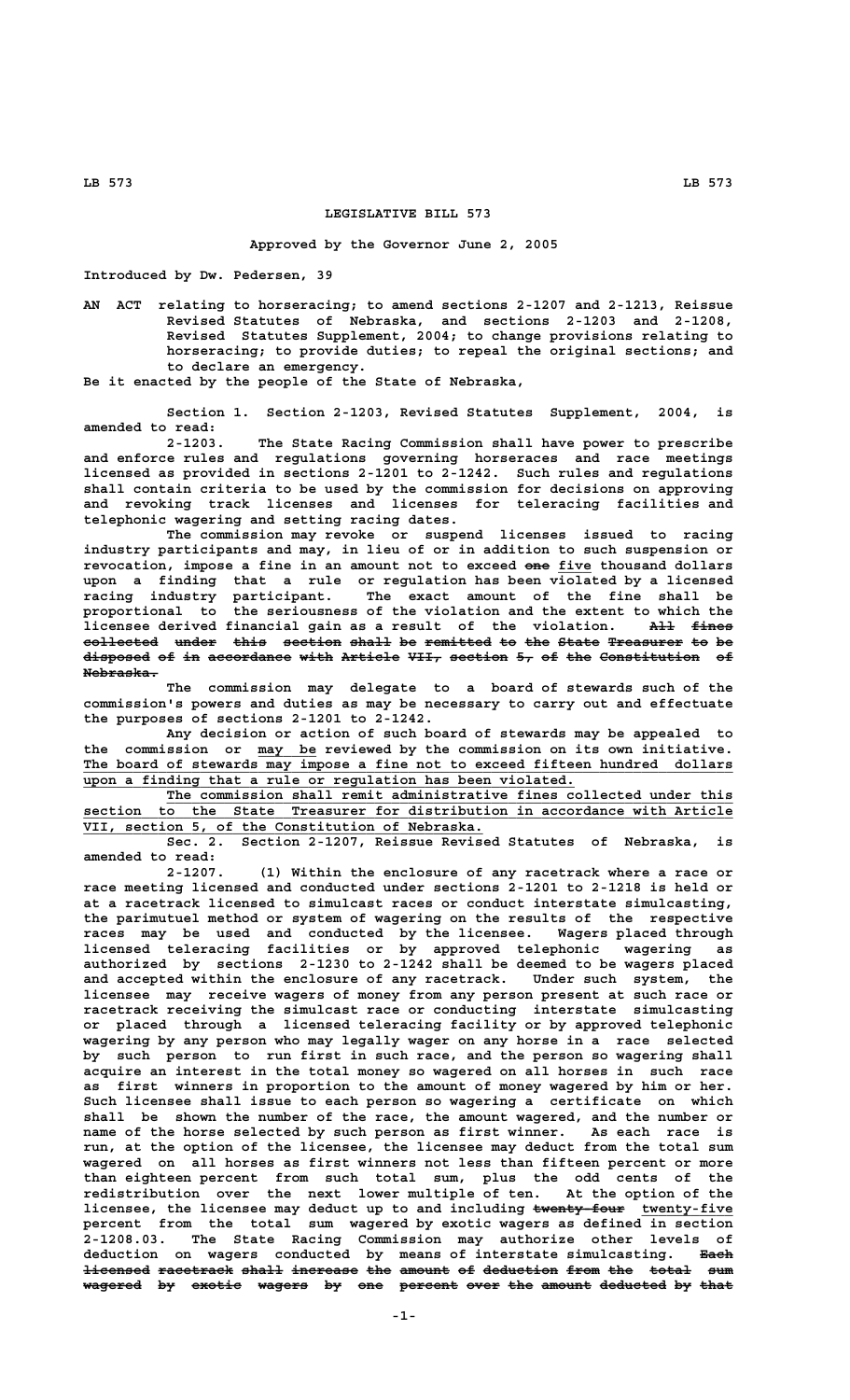# LEGISLATIVE BILL 573

**Approved by the Governor June 2, 2005**

**Introduced by Dw. Pedersen, 39**

AN ACT relating to horseracing; to amend sections 2-1207 and 2-1213, Reissue Revised Statutes of Nebraska, and sections 2-1203 and 2-1208, Revised Statutes Supplement, 2004; to change provisions relating to horseracing; to provide duties; to repeal the original sections; and to declare an emergency.

Be it enacted by the people of the State of Nebraska,

Section 1. Section 2-1203, Revised Statutes Supplement, 2004, is amended to read:

2-1203. The State Racing Commission shall have power to prescribe and enforce rules and regulations governing horseraces and race meetings licensed as provided in sections 2-1201 to 2-1242. Such rules and regulations shall contain criteria to be used by the commission for decisions on approving and revoking track licenses and licenses for teleracing facilities and telephonic wagering and setting racing dates.

The commission may revoke or suspend licenses issued to racing industry participants and may, in lieu of or in addition to such suspension or revocation, impose a fine in an amount not to exceed ~~one~~ five thousand dollars upon a finding that a rule or regulation has been violated by a licensed racing industry participant. The exact amount of the fine shall be proportional to the seriousness of the violation and the extent to which the licensee derived financial gain as a result of the violation. ~~All fines collected under this section shall be remitted to the State Treasurer to be disposed of in accordance with Article VII, section 5, of the Constitution of Nebraska.~~

The commission may delegate to a board of stewards such of the commission's powers and duties as may be necessary to carry out and effectuate the purposes of sections 2-1201 to 2-1242.

Any decision or action of such board of stewards may be appealed to the commission or may be reviewed by the commission on its own initiative. The board of stewards may impose a fine not to exceed fifteen hundred dollars upon a finding that a rule or regulation has been violated.

The commission shall remit administrative fines collected under this section to the State Treasurer for distribution in accordance with Article VII, section 5, of the Constitution of Nebraska.

Sec. 2. Section 2-1207, Reissue Revised Statutes of Nebraska, is amended to read:

2-1207. (1) Within the enclosure of any racetrack where a race or race meeting licensed and conducted under sections 2-1201 to 2-1218 is held or at a racetrack licensed to simulcast races or conduct interstate simulcasting, the parimutuel method or system of wagering on the results of the respective races may be used and conducted by the licensee. Wagers placed through licensed teleracing facilities or by approved telephonic wagering as authorized by sections 2-1230 to 2-1242 shall be deemed to be wagers placed and accepted within the enclosure of any racetrack. Under such system, the licensee may receive wagers of money from any person present at such race or racetrack receiving the simulcast race or conducting interstate simulcasting or placed through a licensed teleracing facility or by approved telephonic wagering by any person who may legally wager on any horse in a race selected by such person to run first in such race, and the person so wagering shall acquire an interest in the total money so wagered on all horses in such race as first winners in proportion to the amount of money wagered by him or her. Such licensee shall issue to each person so wagering a certificate on which shall be shown the number of the race, the amount wagered, and the number or name of the horse selected by such person as first winner. As each race is run, at the option of the licensee, the licensee may deduct from the total sum wagered on all horses as first winners not less than fifteen percent or more than eighteen percent from such total sum, plus the odd cents of the redistribution over the next lower multiple of ten. At the option of the licensee, the licensee may deduct up to and including ~~twenty-four~~ twenty-five percent from the total sum wagered by exotic wagers as defined in section 2-1208.03. The State Racing Commission may authorize other levels of deduction on wagers conducted by means of interstate simulcasting. ~~Each licensed racetrack shall increase the amount of deduction from the total sum wagered by exotic wagers by one percent over the amount deducted by that~~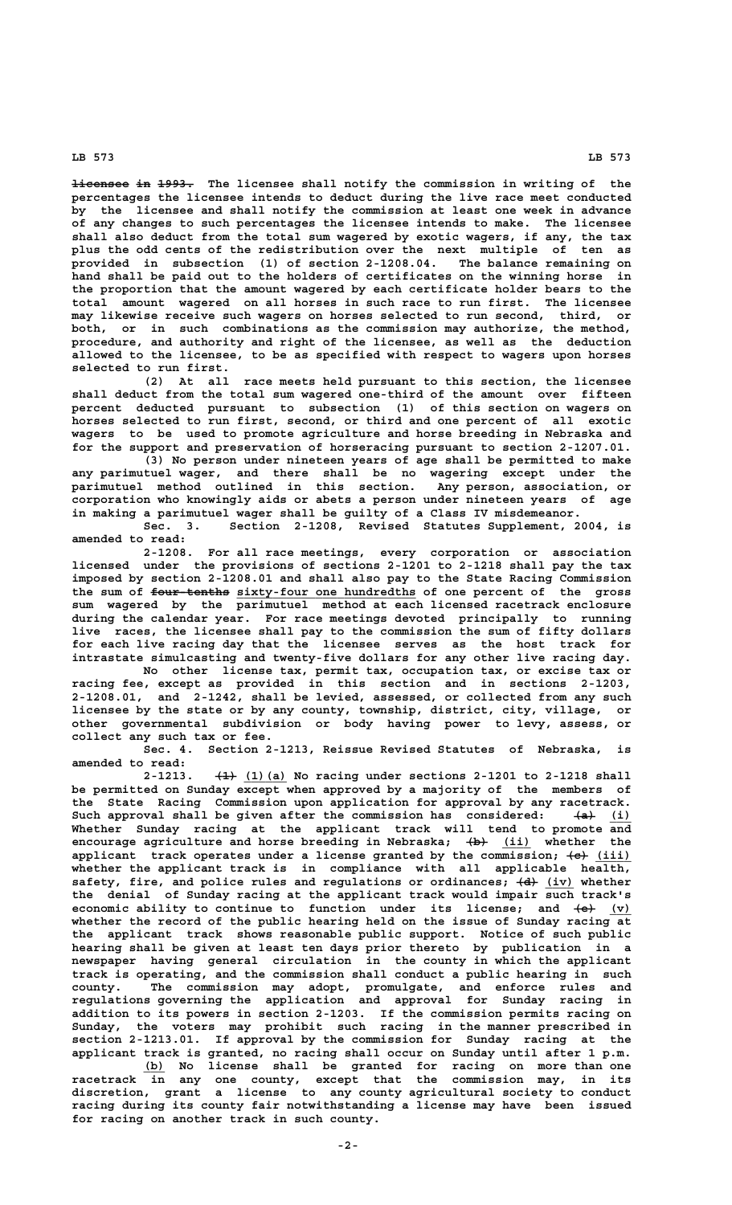~~licensee in 1993.~~ The licensee shall notify the commission in writing of the percentages the licensee intends to deduct during the live race meet conducted by the licensee and shall notify the commission at least one week in advance of any changes to such percentages the licensee intends to make. The licensee shall also deduct from the total sum wagered by exotic wagers, if any, the tax plus the odd cents of the redistribution over the next multiple of ten as provided in subsection (1) of section 2-1208.04. The balance remaining on hand shall be paid out to the holders of certificates on the winning horse in the proportion that the amount wagered by each certificate holder bears to the total amount wagered on all horses in such race to run first. The licensee may likewise receive such wagers on horses selected to run second, third, or both, or in such combinations as the commission may authorize, the method, procedure, and authority and right of the licensee, as well as the deduction allowed to the licensee, to be as specified with respect to wagers upon horses selected to run first.

(2) At all race meets held pursuant to this section, the licensee shall deduct from the total sum wagered one-third of the amount over fifteen percent deducted pursuant to subsection (1) of this section on wagers on horses selected to run first, second, or third and one percent of all exotic wagers to be used to promote agriculture and horse breeding in Nebraska and for the support and preservation of horseracing pursuant to section 2-1207.01.

(3) No person under nineteen years of age shall be permitted to make any parimutuel wager, and there shall be no wagering except under the parimutuel method outlined in this section. Any person, association, or corporation who knowingly aids or abets a person under nineteen years of age in making a parimutuel wager shall be guilty of a Class IV misdemeanor.

Sec. 3. Section 2-1208, Revised Statutes Supplement, 2004, is amended to read:

2-1208. For all race meetings, every corporation or association licensed under the provisions of sections 2-1201 to 2-1218 shall pay the tax imposed by section 2-1208.01 and shall also pay to the State Racing Commission the sum of ~~four-tenths~~ sixty-four one hundredths of one percent of the gross sum wagered by the parimutuel method at each licensed racetrack enclosure during the calendar year. For race meetings devoted principally to running live races, the licensee shall pay to the commission the sum of fifty dollars for each live racing day that the licensee serves as the host track for intrastate simulcasting and twenty-five dollars for any other live racing day.

No other license tax, permit tax, occupation tax, or excise tax or racing fee, except as provided in this section and in sections 2-1203, 2-1208.01, and 2-1242, shall be levied, assessed, or collected from any such licensee by the state or by any county, township, district, city, village, or other governmental subdivision or body having power to levy, assess, or collect any such tax or fee.

Sec. 4. Section 2-1213, Reissue Revised Statutes of Nebraska, is amended to read:

2-1213. ~~(1)~~ (1)(a) No racing under sections 2-1201 to 2-1218 shall be permitted on Sunday except when approved by a majority of the members of the State Racing Commission upon application for approval by any racetrack. Such approval shall be given after the commission has considered: ~~(a)~~ (i) Whether Sunday racing at the applicant track will tend to promote and encourage agriculture and horse breeding in Nebraska; ~~(b)~~ (ii) whether the applicant track operates under a license granted by the commission; ~~(c)~~ (iii) whether the applicant track is in compliance with all applicable health, safety, fire, and police rules and regulations or ordinances; ~~(d)~~ (iv) whether the denial of Sunday racing at the applicant track would impair such track's economic ability to continue to function under its license; and ~~(e)~~ (v) whether the record of the public hearing held on the issue of Sunday racing at the applicant track shows reasonable public support. Notice of such public hearing shall be given at least ten days prior thereto by publication in a newspaper having general circulation in the county in which the applicant track is operating, and the commission shall conduct a public hearing in such county. The commission may adopt, promulgate, and enforce rules and regulations governing the application and approval for Sunday racing in addition to its powers in section 2-1203. If the commission permits racing on Sunday, the voters may prohibit such racing in the manner prescribed in section 2-1213.01. If approval by the commission for Sunday racing at the applicant track is granted, no racing shall occur on Sunday until after 1 p.m.

(b) No license shall be granted for racing on more than one racetrack in any one county, except that the commission may, in its discretion, grant a license to any county agricultural society to conduct racing during its county fair notwithstanding a license may have been issued for racing on another track in such county.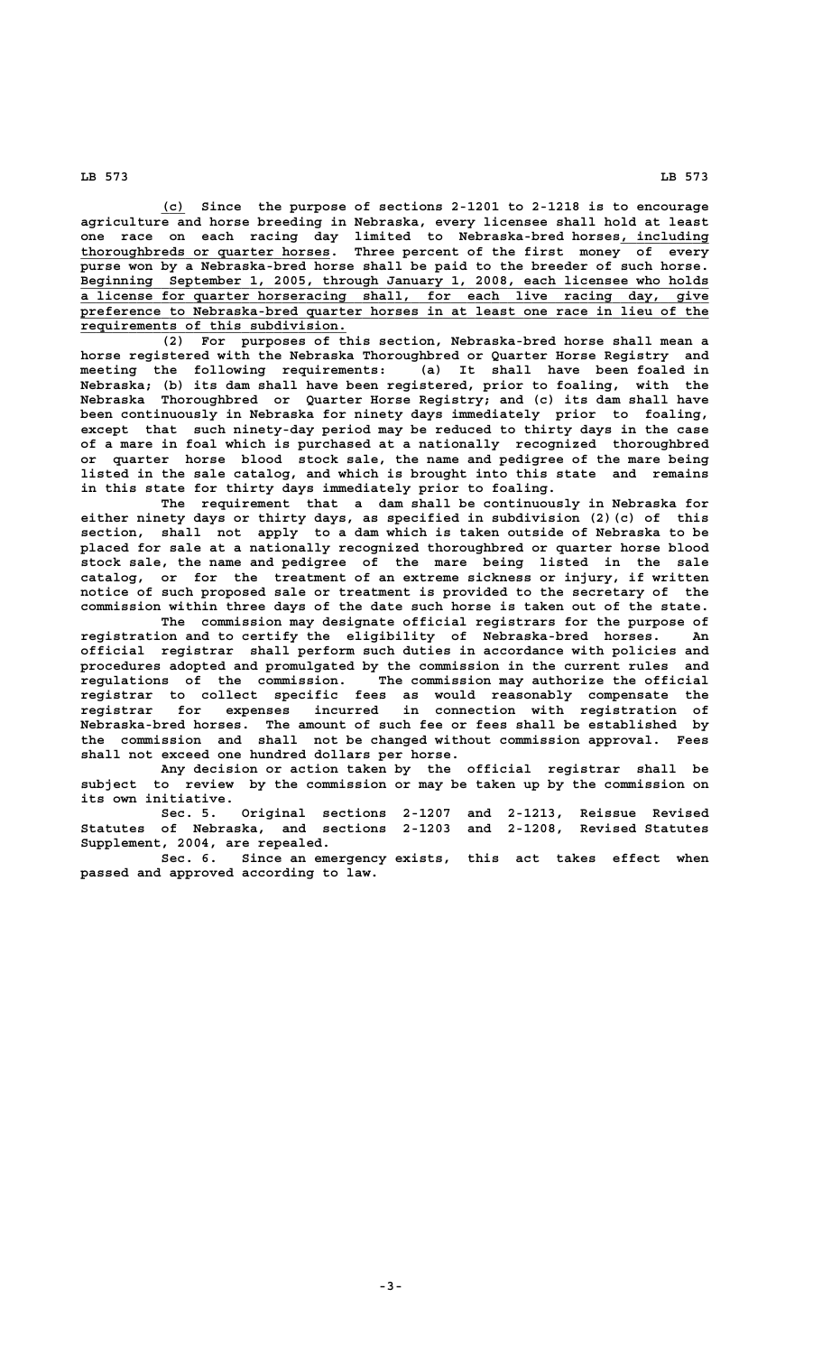(c) Since the purpose of sections 2-1201 to 2-1218 is to encourage agriculture and horse breeding in Nebraska, every licensee shall hold at least one race on each racing day limited to Nebraska-bred horses, including thoroughbreds or quarter horses. Three percent of the first money of every purse won by a Nebraska-bred horse shall be paid to the breeder of such horse. Beginning September 1, 2005, through January 1, 2008, each licensee who holds a license for quarter horseracing shall, for each live racing day, give preference to Nebraska-bred quarter horses in at least one race in lieu of the requirements of this subdivision.

(2) For purposes of this section, Nebraska-bred horse shall mean a horse registered with the Nebraska Thoroughbred or Quarter Horse Registry and meeting the following requirements: (a) It shall have been foaled in Nebraska; (b) its dam shall have been registered, prior to foaling, with the Nebraska Thoroughbred or Quarter Horse Registry; and (c) its dam shall have been continuously in Nebraska for ninety days immediately prior to foaling, except that such ninety-day period may be reduced to thirty days in the case of a mare in foal which is purchased at a nationally recognized thoroughbred or quarter horse blood stock sale, the name and pedigree of the mare being listed in the sale catalog, and which is brought into this state and remains in this state for thirty days immediately prior to foaling.

The requirement that a dam shall be continuously in Nebraska for either ninety days or thirty days, as specified in subdivision (2)(c) of this section, shall not apply to a dam which is taken outside of Nebraska to be placed for sale at a nationally recognized thoroughbred or quarter horse blood stock sale, the name and pedigree of the mare being listed in the sale catalog, or for the treatment of an extreme sickness or injury, if written notice of such proposed sale or treatment is provided to the secretary of the commission within three days of the date such horse is taken out of the state.

The commission may designate official registrars for the purpose of registration and to certify the eligibility of Nebraska-bred horses. An official registrar shall perform such duties in accordance with policies and procedures adopted and promulgated by the commission in the current rules and regulations of the commission. The commission may authorize the official registrar to collect specific fees as would reasonably compensate the registrar for expenses incurred in connection with registration of Nebraska-bred horses. The amount of such fee or fees shall be established by the commission and shall not be changed without commission approval. Fees shall not exceed one hundred dollars per horse.

Any decision or action taken by the official registrar shall be subject to review by the commission or may be taken up by the commission on its own initiative.

Sec. 5. Original sections 2-1207 and 2-1213, Reissue Revised Statutes of Nebraska, and sections 2-1203 and 2-1208, Revised Statutes Supplement, 2004, are repealed.

Sec. 6. Since an emergency exists, this act takes effect when passed and approved according to law.